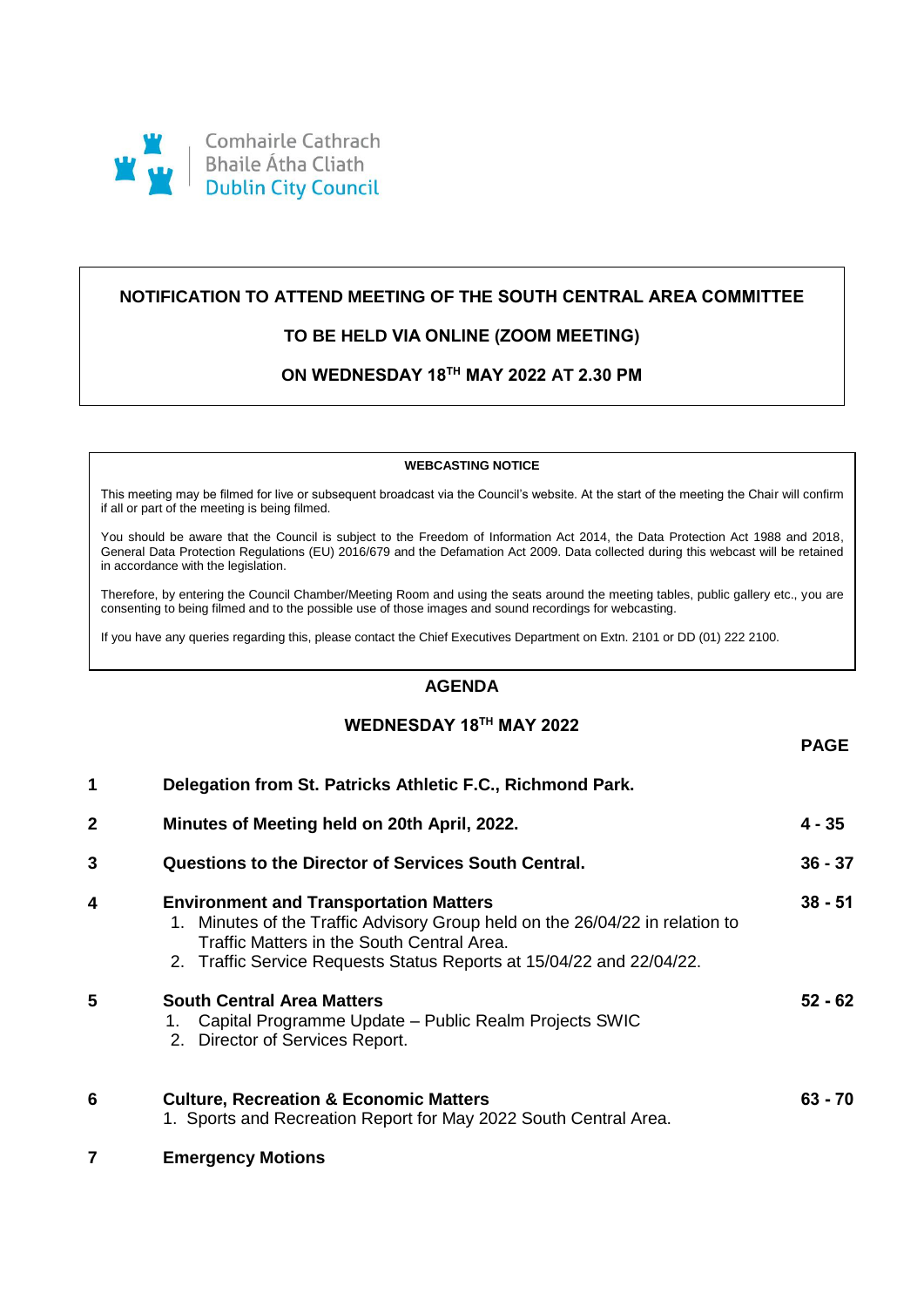Comhairle Cathrach
Bhaile Átha Cliath
Dublin City Council

**NOTIFICATION TO ATTEND MEETING OF THE SOUTH CENTRAL AREA COMMITTEE**

**TO BE HELD VIA ONLINE (ZOOM MEETING)**

**ON WEDNESDAY 18TH MAY 2022 AT 2.30 PM**

**WEBCASTING NOTICE**

This meeting may be filmed for live or subsequent broadcast via the Council's website. At the start of the meeting the Chair will confirm if all or part of the meeting is being filmed.

You should be aware that the Council is subject to the Freedom of Information Act 2014, the Data Protection Act 1988 and 2018, General Data Protection Regulations (EU) 2016/679 and the Defamation Act 2009. Data collected during this webcast will be retained in accordance with the legislation.

Therefore, by entering the Council Chamber/Meeting Room and using the seats around the meeting tables, public gallery etc., you are consenting to being filmed and to the possible use of those images and sound recordings for webcasting.

If you have any queries regarding this, please contact the Chief Executives Department on Extn. 2101 or DD (01) 222 2100.

## AGENDA

### WEDNESDAY 18TH MAY 2022

| | | PAGE |
|---|---|---|
| 1 | **Delegation from St. Patricks Athletic F.C., Richmond Park.** | |
| 2 | **Minutes of Meeting held on 20th April, 2022.** | 4 - 35 |
| 3 | **Questions to the Director of Services South Central.** | 36 - 37 |
| 4 | **Environment and Transportation Matters**<br>1. Minutes of the Traffic Advisory Group held on the 26/04/22 in relation to Traffic Matters in the South Central Area.<br>2. Traffic Service Requests Status Reports at 15/04/22 and 22/04/22. | 38 - 51 |
| 5 | **South Central Area Matters**<br>1. Capital Programme Update – Public Realm Projects SWIC<br>2. Director of Services Report. | 52 - 62 |
| 6 | **Culture, Recreation & Economic Matters**<br>1. Sports and Recreation Report for May 2022 South Central Area. | 63 - 70 |
| 7 | **Emergency Motions** | |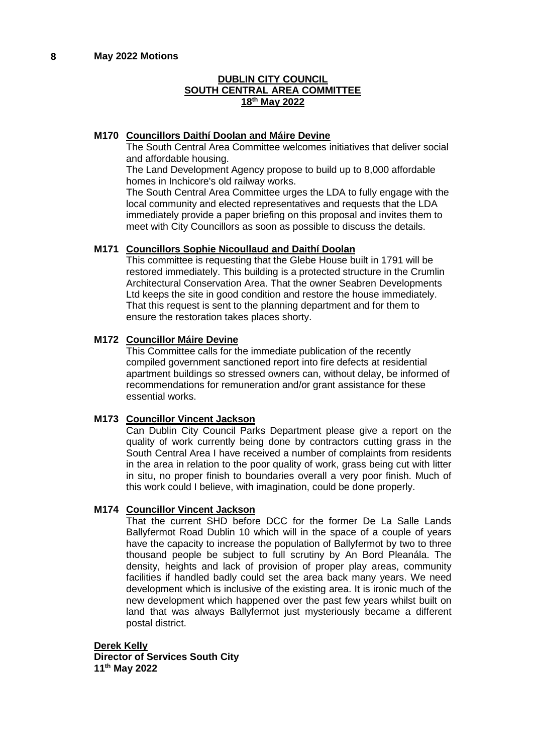## 8 May 2022 Motions

**DUBLIN CITY COUNCIL**
**SOUTH CENTRAL AREA COMMITTEE**
**18th May 2022**

**M170 Councillors Daithí Doolan and Máire Devine**

The South Central Area Committee welcomes initiatives that deliver social and affordable housing.

The Land Development Agency propose to build up to 8,000 affordable homes in Inchicore's old railway works.

The South Central Area Committee urges the LDA to fully engage with the local community and elected representatives and requests that the LDA immediately provide a paper briefing on this proposal and invites them to meet with City Councillors as soon as possible to discuss the details.

**M171 Councillors Sophie Nicoullaud and Daithí Doolan**

This committee is requesting that the Glebe House built in 1791 will be restored immediately. This building is a protected structure in the Crumlin Architectural Conservation Area. That the owner Seabren Developments Ltd keeps the site in good condition and restore the house immediately. That this request is sent to the planning department and for them to ensure the restoration takes places shorty.

**M172 Councillor Máire Devine**

This Committee calls for the immediate publication of the recently compiled government sanctioned report into fire defects at residential apartment buildings so stressed owners can, without delay, be informed of recommendations for remuneration and/or grant assistance for these essential works.

**M173 Councillor Vincent Jackson**

Can Dublin City Council Parks Department please give a report on the quality of work currently being done by contractors cutting grass in the South Central Area I have received a number of complaints from residents in the area in relation to the poor quality of work, grass being cut with litter in situ, no proper finish to boundaries overall a very poor finish. Much of this work could I believe, with imagination, could be done properly.

**M174 Councillor Vincent Jackson**

That the current SHD before DCC for the former De La Salle Lands Ballyfermot Road Dublin 10 which will in the space of a couple of years have the capacity to increase the population of Ballyfermot by two to three thousand people be subject to full scrutiny by An Bord Pleanála. The density, heights and lack of provision of proper play areas, community facilities if handled badly could set the area back many years. We need development which is inclusive of the existing area. It is ironic much of the new development which happened over the past few years whilst built on land that was always Ballyfermot just mysteriously became a different postal district.

**Derek Kelly**
**Director of Services South City**
**11th May 2022**